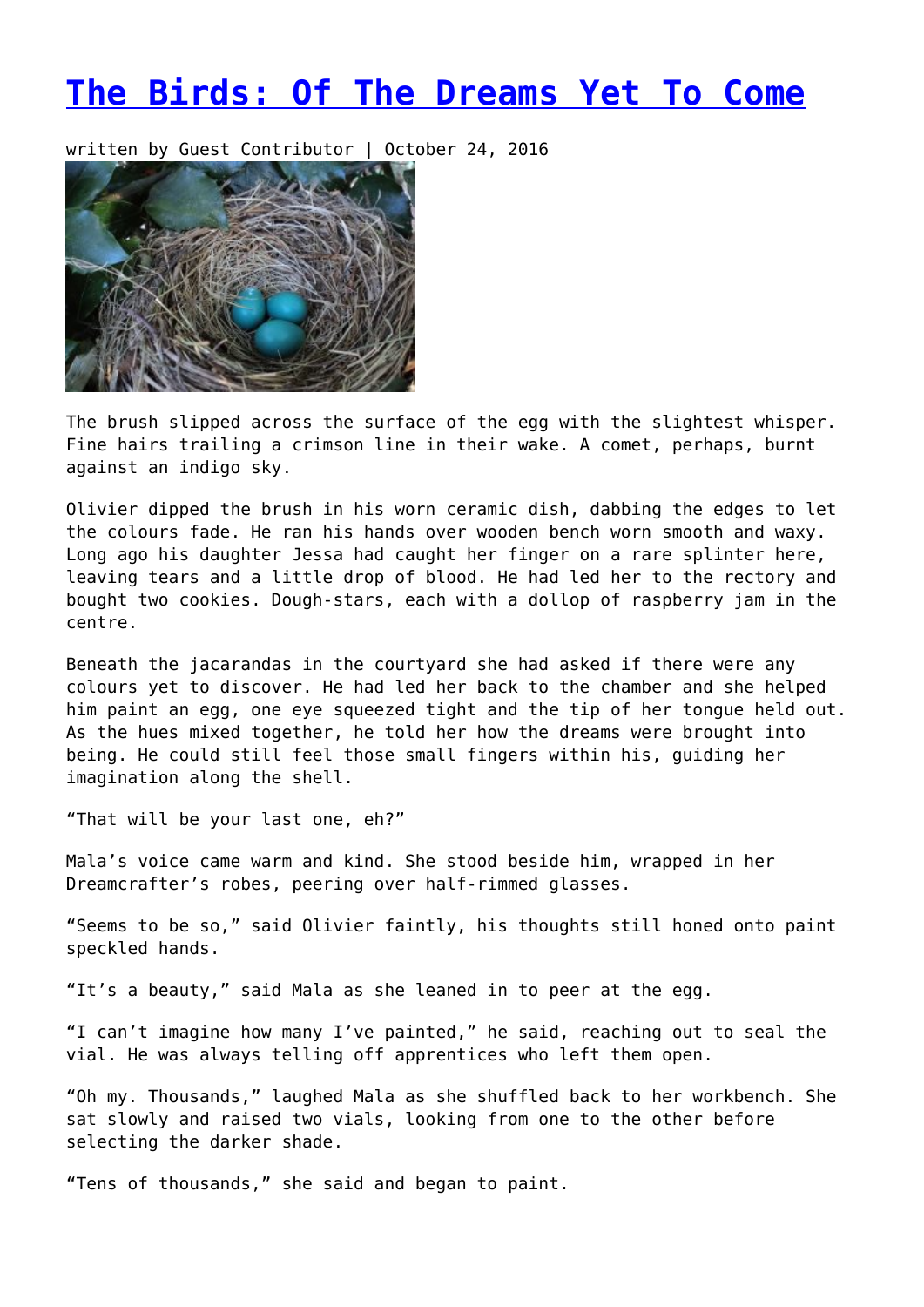# The Birds: Of The Dreams Yet To Come

written by Guest Contributor | October 24, 2016

The brush slipped across the surface of the egg with the slightest whisper. Fine hairs trailing a crimson line in their wake. A comet, perhaps, burnt against an indigo sky.

Olivier dipped the brush in his worn ceramic dish, dabbing the edges to let the colours fade. He ran his hands over wooden bench worn smooth and waxy. Long ago his daughter Jessa had caught her finger on a rare splinter here, leaving tears and a little drop of blood. He had led her to the rectory and bought two cookies. Dough-stars, each with a dollop of raspberry jam in the centre.

Beneath the jacarandas in the courtyard she had asked if there were any colours yet to discover. He had led her back to the chamber and she helped him paint an egg, one eye squeezed tight and the tip of her tongue held out. As the hues mixed together, he told her how the dreams were brought into being. He could still feel those small fingers within his, guiding her imagination along the shell.

"That will be your last one, eh?"

Mala's voice came warm and kind. She stood beside him, wrapped in her Dreamcrafter's robes, peering over half-rimmed glasses.

"Seems to be so," said Olivier faintly, his thoughts still honed onto paint speckled hands.

"It's a beauty," said Mala as she leaned in to peer at the egg.

"I can't imagine how many I've painted," he said, reaching out to seal the vial. He was always telling off apprentices who left them open.

"Oh my. Thousands," laughed Mala as she shuffled back to her workbench. She sat slowly and raised two vials, looking from one to the other before selecting the darker shade.

"Tens of thousands," she said and began to paint.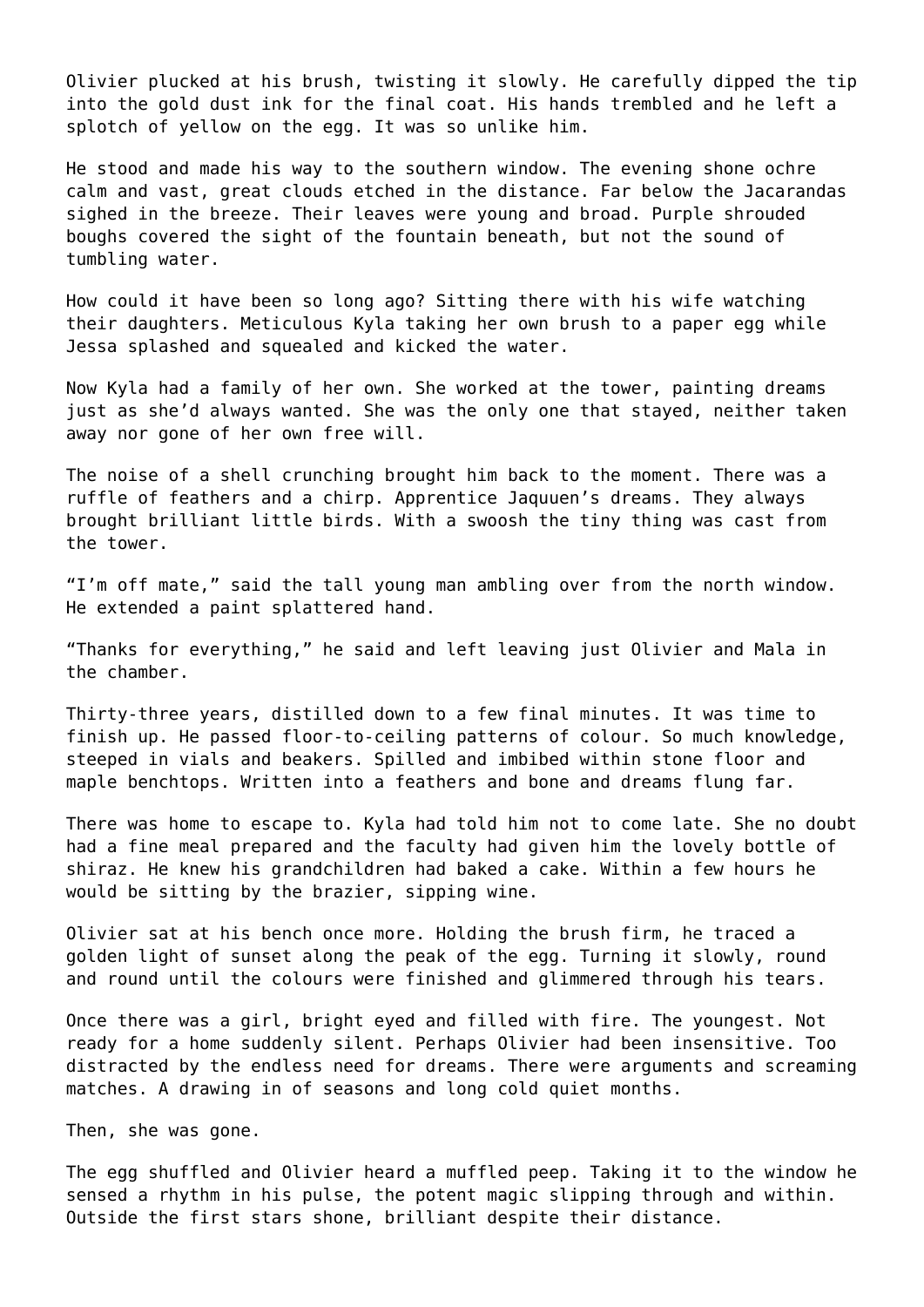Olivier plucked at his brush, twisting it slowly. He carefully dipped the tip into the gold dust ink for the final coat. His hands trembled and he left a splotch of yellow on the egg. It was so unlike him.

He stood and made his way to the southern window. The evening shone ochre calm and vast, great clouds etched in the distance. Far below the Jacarandas sighed in the breeze. Their leaves were young and broad. Purple shrouded boughs covered the sight of the fountain beneath, but not the sound of tumbling water.

How could it have been so long ago? Sitting there with his wife watching their daughters. Meticulous Kyla taking her own brush to a paper egg while Jessa splashed and squealed and kicked the water.

Now Kyla had a family of her own. She worked at the tower, painting dreams just as she'd always wanted. She was the only one that stayed, neither taken away nor gone of her own free will.

The noise of a shell crunching brought him back to the moment. There was a ruffle of feathers and a chirp. Apprentice Jaquuen's dreams. They always brought brilliant little birds. With a swoosh the tiny thing was cast from the tower.

"I'm off mate," said the tall young man ambling over from the north window. He extended a paint splattered hand.

"Thanks for everything," he said and left leaving just Olivier and Mala in the chamber.

Thirty-three years, distilled down to a few final minutes. It was time to finish up. He passed floor-to-ceiling patterns of colour. So much knowledge, steeped in vials and beakers. Spilled and imbibed within stone floor and maple benchtops. Written into a feathers and bone and dreams flung far.

There was home to escape to. Kyla had told him not to come late. She no doubt had a fine meal prepared and the faculty had given him the lovely bottle of shiraz. He knew his grandchildren had baked a cake. Within a few hours he would be sitting by the brazier, sipping wine.

Olivier sat at his bench once more. Holding the brush firm, he traced a golden light of sunset along the peak of the egg. Turning it slowly, round and round until the colours were finished and glimmered through his tears.

Once there was a girl, bright eyed and filled with fire. The youngest. Not ready for a home suddenly silent. Perhaps Olivier had been insensitive. Too distracted by the endless need for dreams. There were arguments and screaming matches. A drawing in of seasons and long cold quiet months.

Then, she was gone.

The egg shuffled and Olivier heard a muffled peep. Taking it to the window he sensed a rhythm in his pulse, the potent magic slipping through and within. Outside the first stars shone, brilliant despite their distance.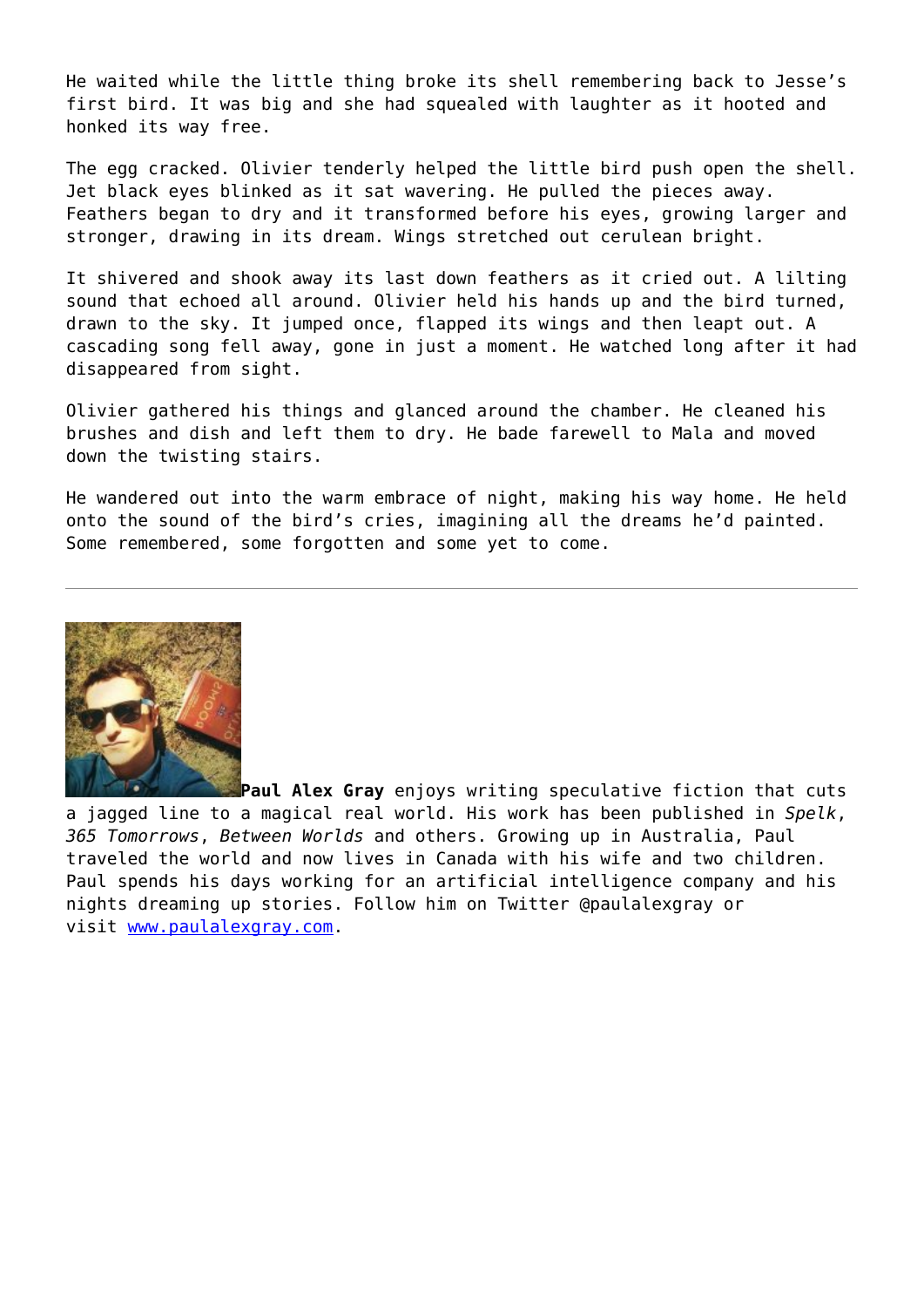He waited while the little thing broke its shell remembering back to Jesse's first bird. It was big and she had squealed with laughter as it hooted and honked its way free.

The egg cracked. Olivier tenderly helped the little bird push open the shell. Jet black eyes blinked as it sat wavering. He pulled the pieces away. Feathers began to dry and it transformed before his eyes, growing larger and stronger, drawing in its dream. Wings stretched out cerulean bright.

It shivered and shook away its last down feathers as it cried out. A lilting sound that echoed all around. Olivier held his hands up and the bird turned, drawn to the sky. It jumped once, flapped its wings and then leapt out. A cascading song fell away, gone in just a moment. He watched long after it had disappeared from sight.

Olivier gathered his things and glanced around the chamber. He cleaned his brushes and dish and left them to dry. He bade farewell to Mala and moved down the twisting stairs.

He wandered out into the warm embrace of night, making his way home. He held onto the sound of the bird's cries, imagining all the dreams he'd painted. Some remembered, some forgotten and some yet to come.

---

**Paul Alex Gray** enjoys writing speculative fiction that cuts a jagged line to a magical real world. His work has been published in *Spelk*, *365 Tomorrows*, *Between Worlds* and others. Growing up in Australia, Paul traveled the world and now lives in Canada with his wife and two children. Paul spends his days working for an artificial intelligence company and his nights dreaming up stories. Follow him on Twitter @paulalexgray or visit [www.paulalexgray.com](http://www.paulalexgray.com).